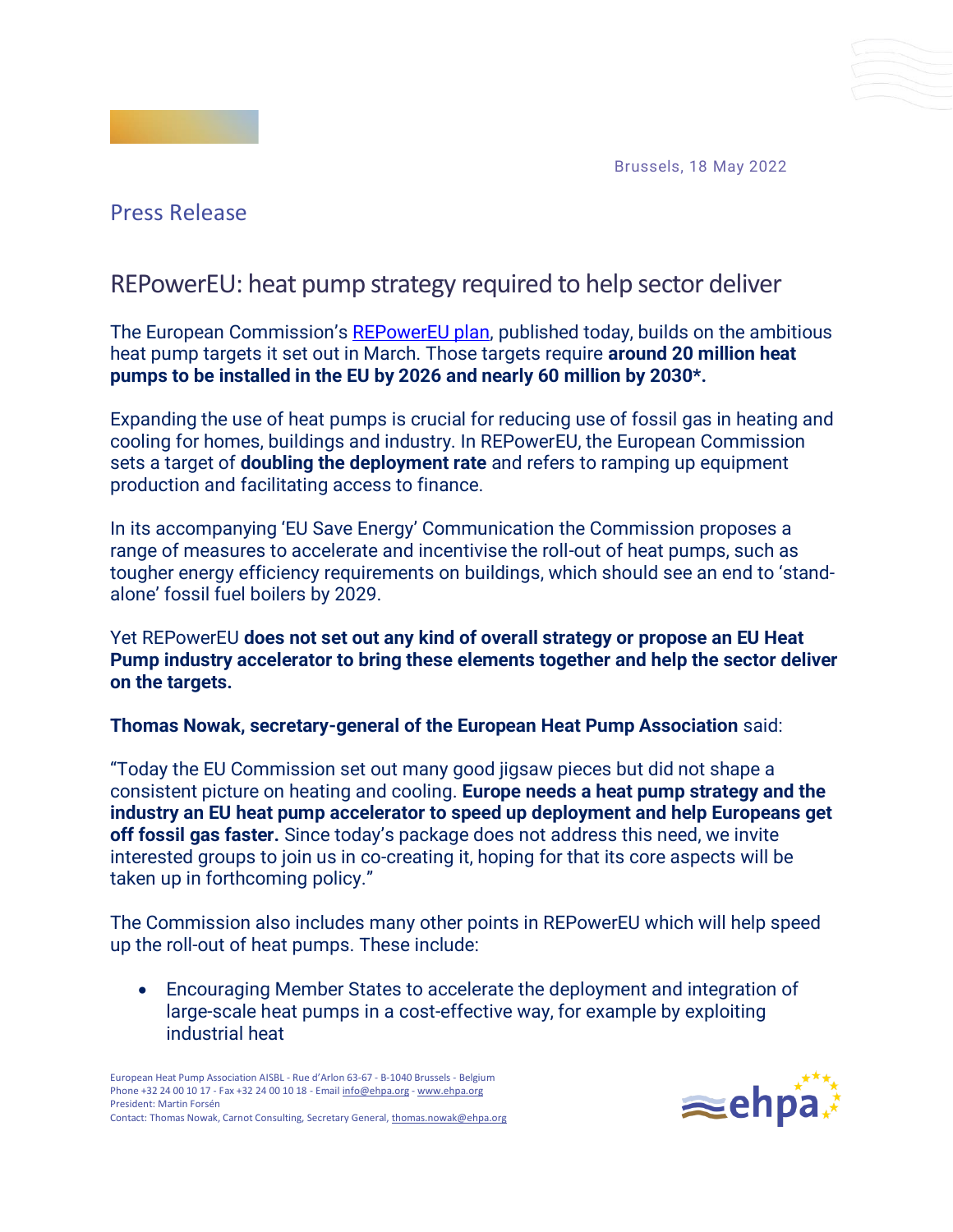Brussels, 18 May 2022

Press Release

# REPowerEU: heat pump strategy required to help sector deliver

The European Commission's REPowerEU plan, published today, builds on the ambitious heat pump targets it set out in March. Those targets require **around 20 million heat pumps to be installed in the EU by 2026 and nearly 60 million by 2030*.**

Expanding the use of heat pumps is crucial for reducing use of fossil gas in heating and cooling for homes, buildings and industry. In REPowerEU, the European Commission sets a target of **doubling the deployment rate** and refers to ramping up equipment production and facilitating access to finance.

In its accompanying 'EU Save Energy' Communication the Commission proposes a range of measures to accelerate and incentivise the roll-out of heat pumps, such as tougher energy efficiency requirements on buildings, which should see an end to 'stand-alone' fossil fuel boilers by 2029.

Yet REPowerEU **does not set out any kind of overall strategy or propose an EU Heat Pump industry accelerator to bring these elements together and help the sector deliver on the targets.**

**Thomas Nowak, secretary-general of the European Heat Pump Association** said:

"Today the EU Commission set out many good jigsaw pieces but did not shape a consistent picture on heating and cooling. **Europe needs a heat pump strategy and the industry an EU heat pump accelerator to speed up deployment and help Europeans get off fossil gas faster.** Since today's package does not address this need, we invite interested groups to join us in co-creating it, hoping for that its core aspects will be taken up in forthcoming policy."

The Commission also includes many other points in REPowerEU which will help speed up the roll-out of heat pumps. These include:

- Encouraging Member States to accelerate the deployment and integration of large-scale heat pumps in a cost-effective way, for example by exploiting industrial heat

European Heat Pump Association AISBL - Rue d'Arlon 63-67 - B-1040 Brussels - Belgium
Phone +32 24 00 10 17 - Fax +32 24 00 10 18 - Email info@ehpa.org - www.ehpa.org
President: Martin Forsén
Contact: Thomas Nowak, Carnot Consulting, Secretary General, thomas.nowak@ehpa.org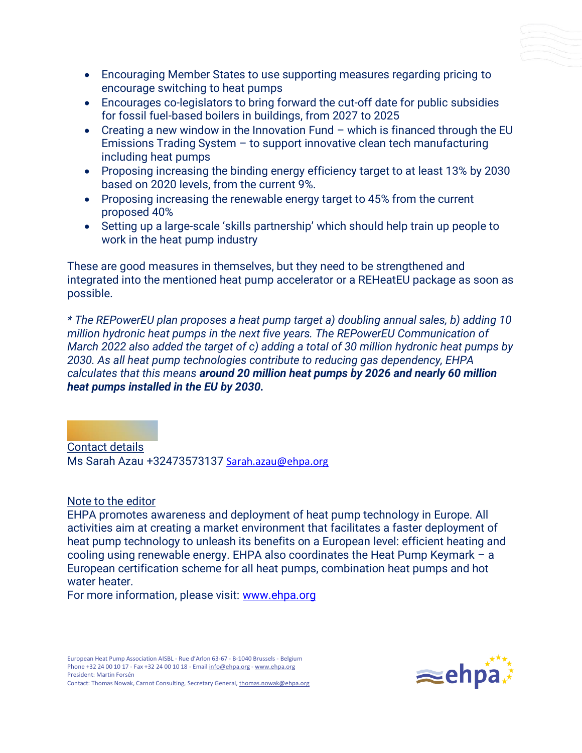- Encouraging Member States to use supporting measures regarding pricing to encourage switching to heat pumps
- Encourages co-legislators to bring forward the cut-off date for public subsidies for fossil fuel-based boilers in buildings, from 2027 to 2025
- Creating a new window in the Innovation Fund – which is financed through the EU Emissions Trading System – to support innovative clean tech manufacturing including heat pumps
- Proposing increasing the binding energy efficiency target to at least 13% by 2030 based on 2020 levels, from the current 9%.
- Proposing increasing the renewable energy target to 45% from the current proposed 40%
- Setting up a large-scale 'skills partnership' which should help train up people to work in the heat pump industry

These are good measures in themselves, but they need to be strengthened and integrated into the mentioned heat pump accelerator or a REHeatEU package as soon as possible.

*\* The REPowerEU plan proposes a heat pump target a) doubling annual sales, b) adding 10 million hydronic heat pumps in the next five years. The REPowerEU Communication of March 2022 also added the target of c) adding a total of 30 million hydronic heat pumps by 2030. As all heat pump technologies contribute to reducing gas dependency, EHPA calculates that this means **around 20 million heat pumps by 2026 and nearly 60 million heat pumps installed in the EU by 2030.***

Contact details

Ms Sarah Azau +32473573137 Sarah.azau@ehpa.org

Note to the editor

EHPA promotes awareness and deployment of heat pump technology in Europe. All activities aim at creating a market environment that facilitates a faster deployment of heat pump technology to unleash its benefits on a European level: efficient heating and cooling using renewable energy. EHPA also coordinates the Heat Pump Keymark – a European certification scheme for all heat pumps, combination heat pumps and hot water heater.

For more information, please visit: www.ehpa.org

European Heat Pump Association AISBL - Rue d'Arlon 63-67 - B-1040 Brussels - Belgium
Phone +32 24 00 10 17 - Fax +32 24 00 10 18 - Email info@ehpa.org - www.ehpa.org
President: Martin Forsén
Contact: Thomas Nowak, Carnot Consulting, Secretary General, thomas.nowak@ehpa.org